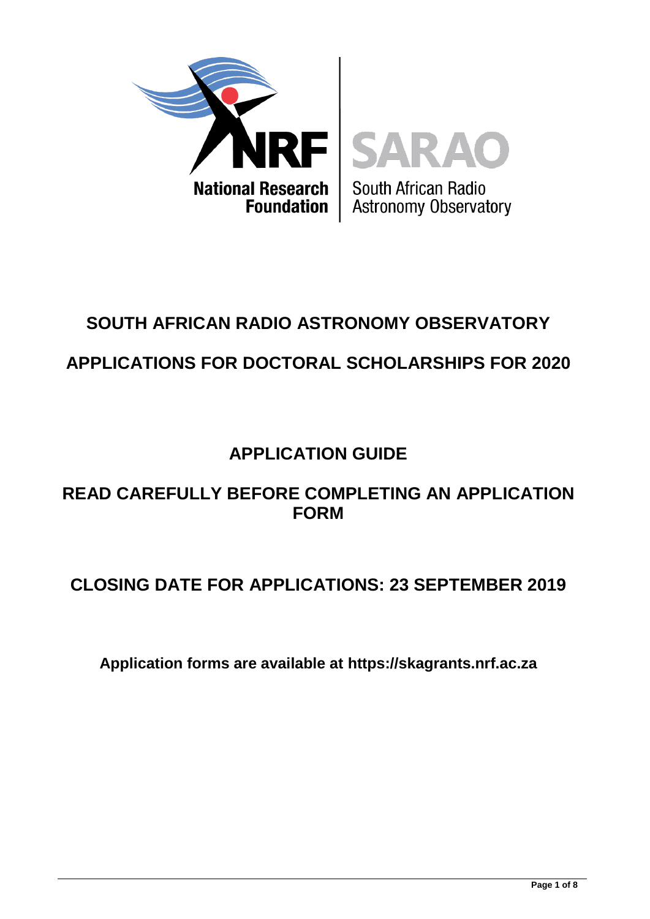# SOUTH AFRICAN RADIO ASTRONOMY OBSERVATORY

# APPLICATIONS FOR DOCTORAL SCHOLARSHIPS FOR 2020

## APPLICATION GUIDE

## READ CAREFULLY BEFORE COMPLETING AN APPLICATION FORM

## CLOSING DATE FOR APPLICATIONS: 23 SEPTEMBER 2019

**Application forms are available at https://skagrants.nrf.ac.za**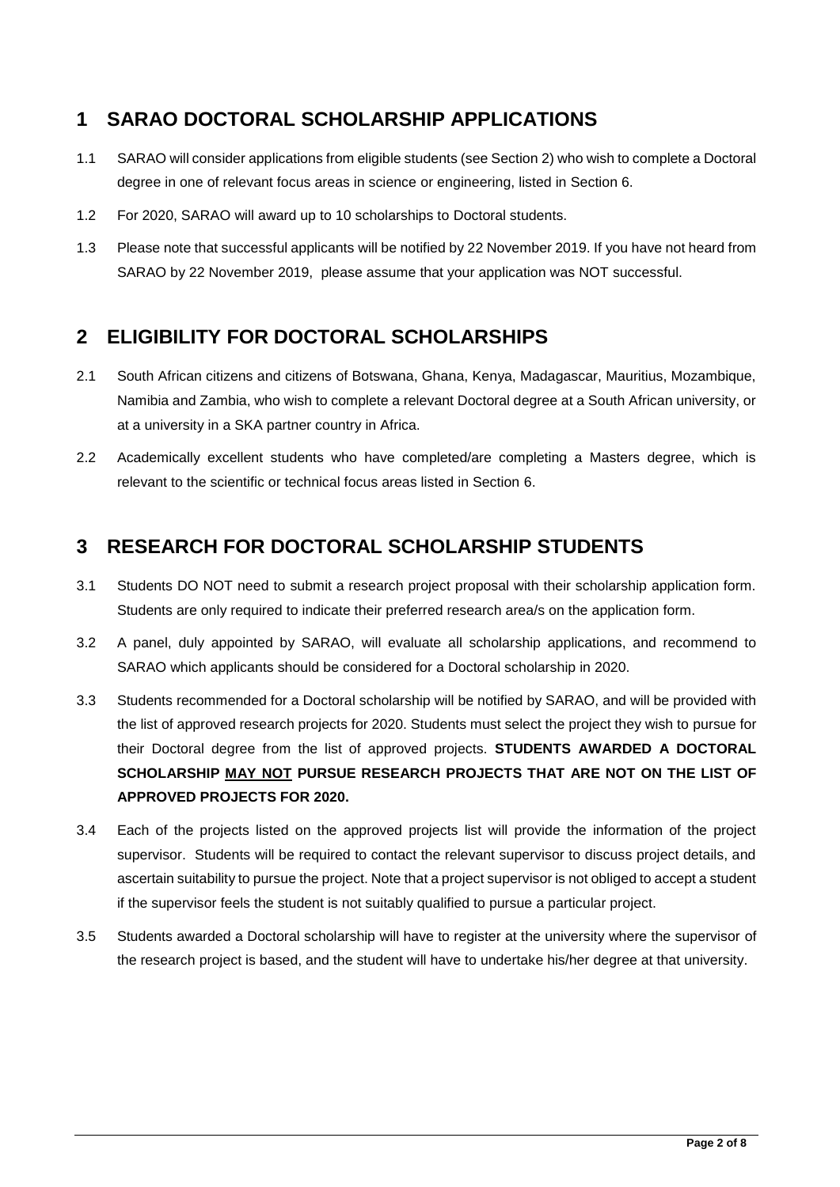## 1 SARAO DOCTORAL SCHOLARSHIP APPLICATIONS

1.1 SARAO will consider applications from eligible students (see Section 2) who wish to complete a Doctoral degree in one of relevant focus areas in science or engineering, listed in Section 6.

1.2 For 2020, SARAO will award up to 10 scholarships to Doctoral students.

1.3 Please note that successful applicants will be notified by 22 November 2019. If you have not heard from SARAO by 22 November 2019, please assume that your application was NOT successful.

## 2 ELIGIBILITY FOR DOCTORAL SCHOLARSHIPS

2.1 South African citizens and citizens of Botswana, Ghana, Kenya, Madagascar, Mauritius, Mozambique, Namibia and Zambia, who wish to complete a relevant Doctoral degree at a South African university, or at a university in a SKA partner country in Africa.

2.2 Academically excellent students who have completed/are completing a Masters degree, which is relevant to the scientific or technical focus areas listed in Section 6.

## 3 RESEARCH FOR DOCTORAL SCHOLARSHIP STUDENTS

3.1 Students DO NOT need to submit a research project proposal with their scholarship application form. Students are only required to indicate their preferred research area/s on the application form.

3.2 A panel, duly appointed by SARAO, will evaluate all scholarship applications, and recommend to SARAO which applicants should be considered for a Doctoral scholarship in 2020.

3.3 Students recommended for a Doctoral scholarship will be notified by SARAO, and will be provided with the list of approved research projects for 2020. Students must select the project they wish to pursue for their Doctoral degree from the list of approved projects. **STUDENTS AWARDED A DOCTORAL SCHOLARSHIP MAY NOT PURSUE RESEARCH PROJECTS THAT ARE NOT ON THE LIST OF APPROVED PROJECTS FOR 2020.**

3.4 Each of the projects listed on the approved projects list will provide the information of the project supervisor. Students will be required to contact the relevant supervisor to discuss project details, and ascertain suitability to pursue the project. Note that a project supervisor is not obliged to accept a student if the supervisor feels the student is not suitably qualified to pursue a particular project.

3.5 Students awarded a Doctoral scholarship will have to register at the university where the supervisor of the research project is based, and the student will have to undertake his/her degree at that university.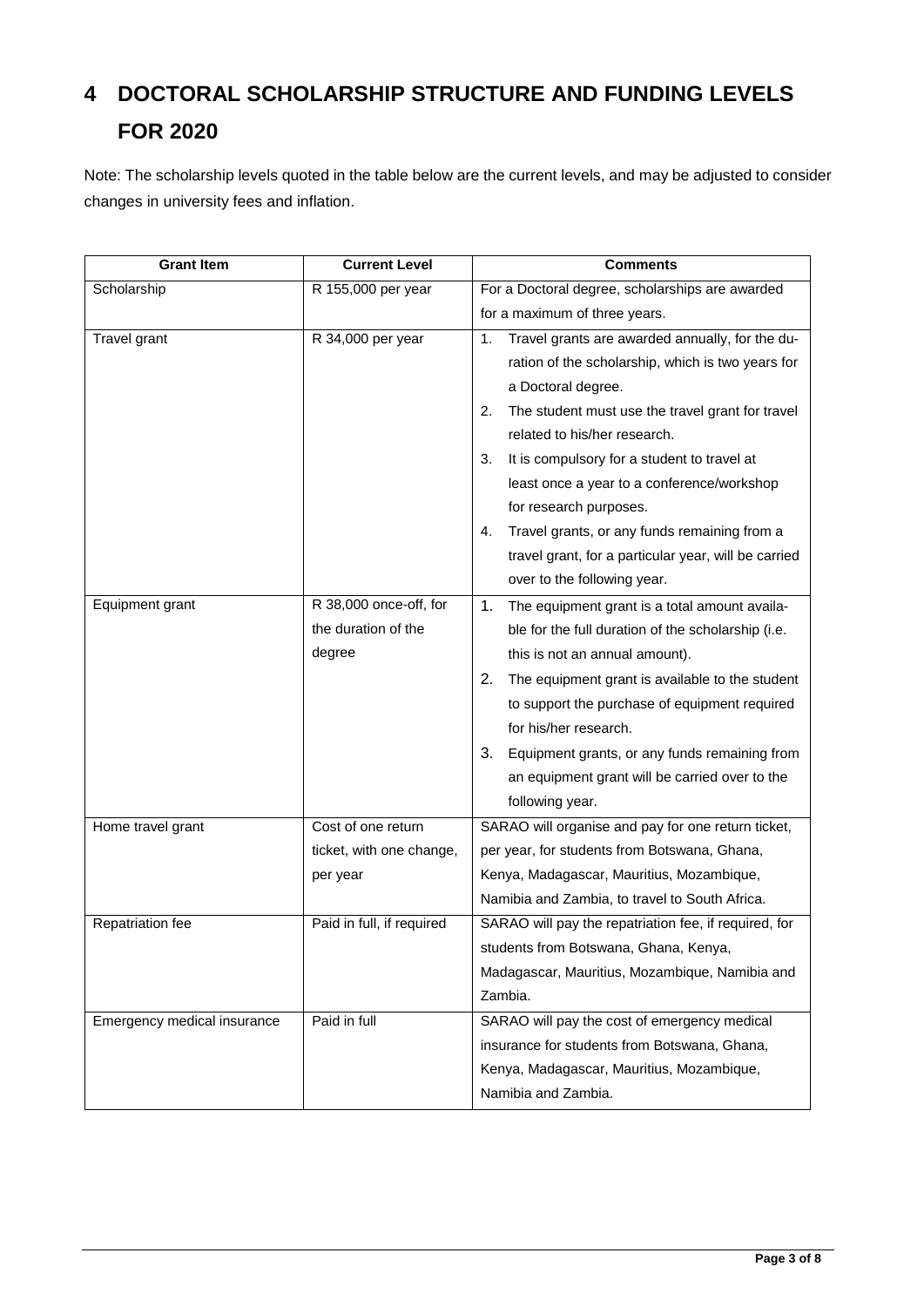# 4 DOCTORAL SCHOLARSHIP STRUCTURE AND FUNDING LEVELS FOR 2020

Note: The scholarship levels quoted in the table below are the current levels, and may be adjusted to consider changes in university fees and inflation.

| Grant Item | Current Level | Comments |
|---|---|---|
| Scholarship | R 155,000 per year | For a Doctoral degree, scholarships are awarded for a maximum of three years. |
| Travel grant | R 34,000 per year | 1. Travel grants are awarded annually, for the duration of the scholarship, which is two years for a Doctoral degree.<br>2. The student must use the travel grant for travel related to his/her research.<br>3. It is compulsory for a student to travel at least once a year to a conference/workshop for research purposes.<br>4. Travel grants, or any funds remaining from a travel grant, for a particular year, will be carried over to the following year. |
| Equipment grant | R 38,000 once-off, for the duration of the degree | 1. The equipment grant is a total amount available for the full duration of the scholarship (i.e. this is not an annual amount).<br>2. The equipment grant is available to the student to support the purchase of equipment required for his/her research.<br>3. Equipment grants, or any funds remaining from an equipment grant will be carried over to the following year. |
| Home travel grant | Cost of one return ticket, with one change, per year | SARAO will organise and pay for one return ticket, per year, for students from Botswana, Ghana, Kenya, Madagascar, Mauritius, Mozambique, Namibia and Zambia, to travel to South Africa. |
| Repatriation fee | Paid in full, if required | SARAO will pay the repatriation fee, if required, for students from Botswana, Ghana, Kenya, Madagascar, Mauritius, Mozambique, Namibia and Zambia. |
| Emergency medical insurance | Paid in full | SARAO will pay the cost of emergency medical insurance for students from Botswana, Ghana, Kenya, Madagascar, Mauritius, Mozambique, Namibia and Zambia. |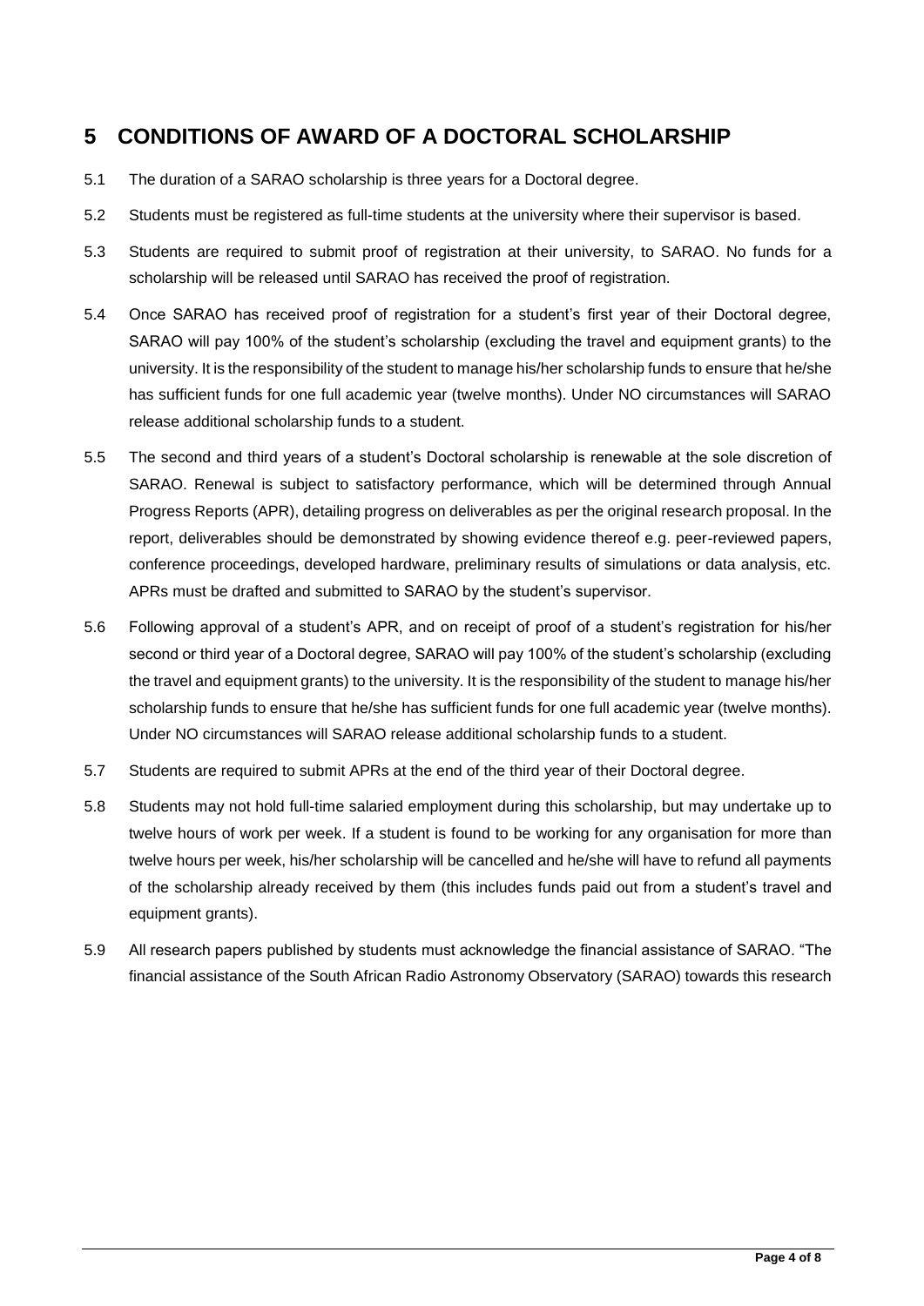# 5 CONDITIONS OF AWARD OF A DOCTORAL SCHOLARSHIP

5.1 The duration of a SARAO scholarship is three years for a Doctoral degree.

5.2 Students must be registered as full-time students at the university where their supervisor is based.

5.3 Students are required to submit proof of registration at their university, to SARAO. No funds for a scholarship will be released until SARAO has received the proof of registration.

5.4 Once SARAO has received proof of registration for a student's first year of their Doctoral degree, SARAO will pay 100% of the student's scholarship (excluding the travel and equipment grants) to the university. It is the responsibility of the student to manage his/her scholarship funds to ensure that he/she has sufficient funds for one full academic year (twelve months). Under NO circumstances will SARAO release additional scholarship funds to a student.

5.5 The second and third years of a student's Doctoral scholarship is renewable at the sole discretion of SARAO. Renewal is subject to satisfactory performance, which will be determined through Annual Progress Reports (APR), detailing progress on deliverables as per the original research proposal. In the report, deliverables should be demonstrated by showing evidence thereof e.g. peer-reviewed papers, conference proceedings, developed hardware, preliminary results of simulations or data analysis, etc. APRs must be drafted and submitted to SARAO by the student's supervisor.

5.6 Following approval of a student's APR, and on receipt of proof of a student's registration for his/her second or third year of a Doctoral degree, SARAO will pay 100% of the student's scholarship (excluding the travel and equipment grants) to the university. It is the responsibility of the student to manage his/her scholarship funds to ensure that he/she has sufficient funds for one full academic year (twelve months). Under NO circumstances will SARAO release additional scholarship funds to a student.

5.7 Students are required to submit APRs at the end of the third year of their Doctoral degree.

5.8 Students may not hold full-time salaried employment during this scholarship, but may undertake up to twelve hours of work per week. If a student is found to be working for any organisation for more than twelve hours per week, his/her scholarship will be cancelled and he/she will have to refund all payments of the scholarship already received by them (this includes funds paid out from a student's travel and equipment grants).

5.9 All research papers published by students must acknowledge the financial assistance of SARAO. "The financial assistance of the South African Radio Astronomy Observatory (SARAO) towards this research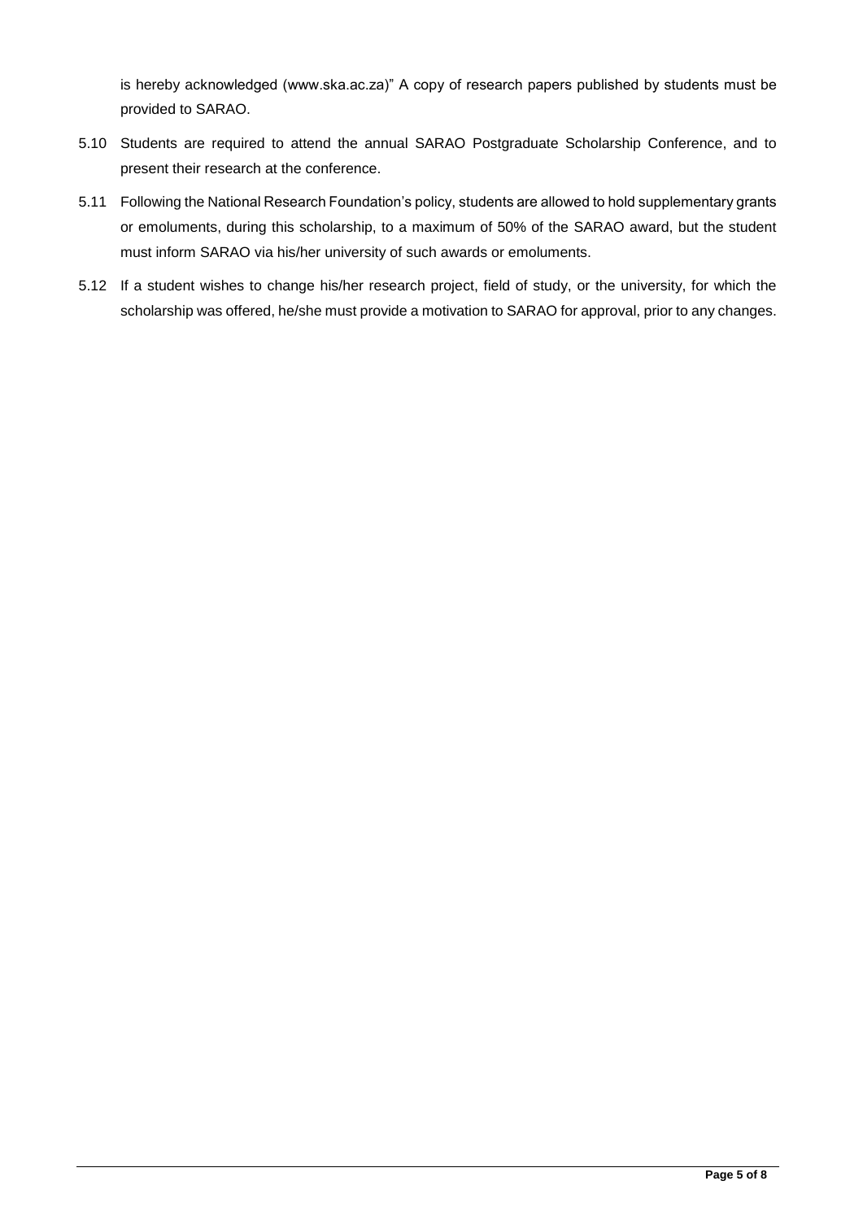is hereby acknowledged (www.ska.ac.za)" A copy of research papers published by students must be provided to SARAO.

5.10 Students are required to attend the annual SARAO Postgraduate Scholarship Conference, and to present their research at the conference.

5.11 Following the National Research Foundation's policy, students are allowed to hold supplementary grants or emoluments, during this scholarship, to a maximum of 50% of the SARAO award, but the student must inform SARAO via his/her university of such awards or emoluments.

5.12 If a student wishes to change his/her research project, field of study, or the university, for which the scholarship was offered, he/she must provide a motivation to SARAO for approval, prior to any changes.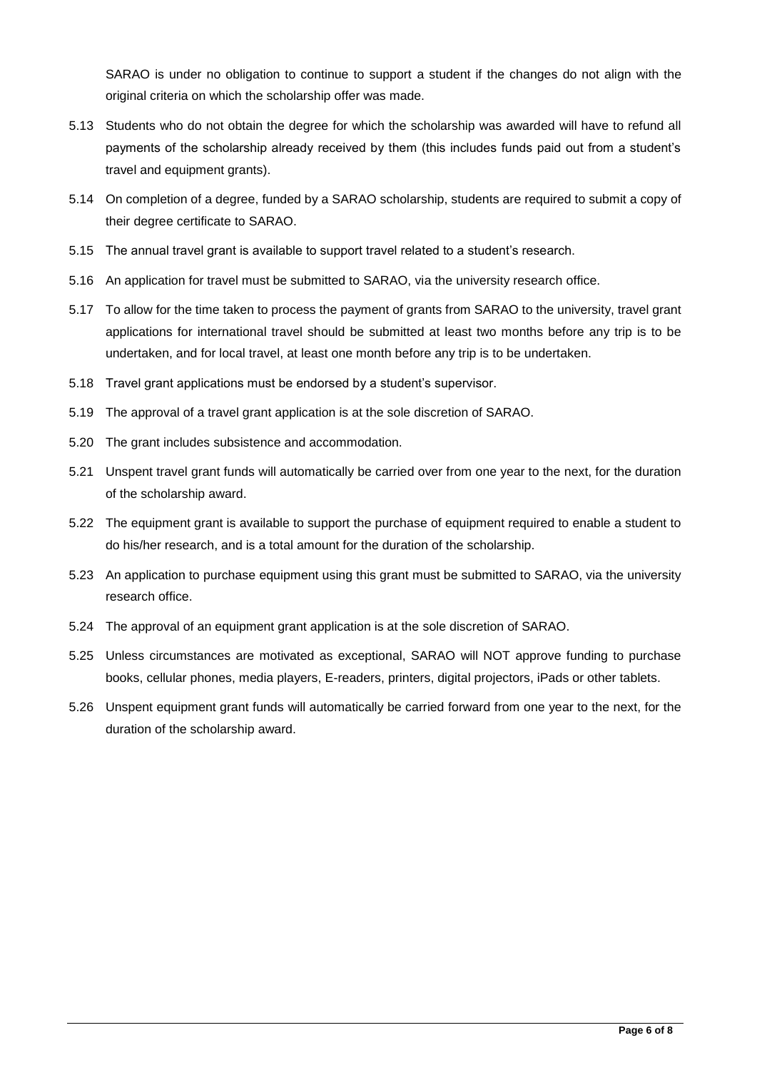SARAO is under no obligation to continue to support a student if the changes do not align with the original criteria on which the scholarship offer was made.

5.13 Students who do not obtain the degree for which the scholarship was awarded will have to refund all payments of the scholarship already received by them (this includes funds paid out from a student's travel and equipment grants).

5.14 On completion of a degree, funded by a SARAO scholarship, students are required to submit a copy of their degree certificate to SARAO.

5.15 The annual travel grant is available to support travel related to a student's research.

5.16 An application for travel must be submitted to SARAO, via the university research office.

5.17 To allow for the time taken to process the payment of grants from SARAO to the university, travel grant applications for international travel should be submitted at least two months before any trip is to be undertaken, and for local travel, at least one month before any trip is to be undertaken.

5.18 Travel grant applications must be endorsed by a student's supervisor.

5.19 The approval of a travel grant application is at the sole discretion of SARAO.

5.20 The grant includes subsistence and accommodation.

5.21 Unspent travel grant funds will automatically be carried over from one year to the next, for the duration of the scholarship award.

5.22 The equipment grant is available to support the purchase of equipment required to enable a student to do his/her research, and is a total amount for the duration of the scholarship.

5.23 An application to purchase equipment using this grant must be submitted to SARAO, via the university research office.

5.24 The approval of an equipment grant application is at the sole discretion of SARAO.

5.25 Unless circumstances are motivated as exceptional, SARAO will NOT approve funding to purchase books, cellular phones, media players, E-readers, printers, digital projectors, iPads or other tablets.

5.26 Unspent equipment grant funds will automatically be carried forward from one year to the next, for the duration of the scholarship award.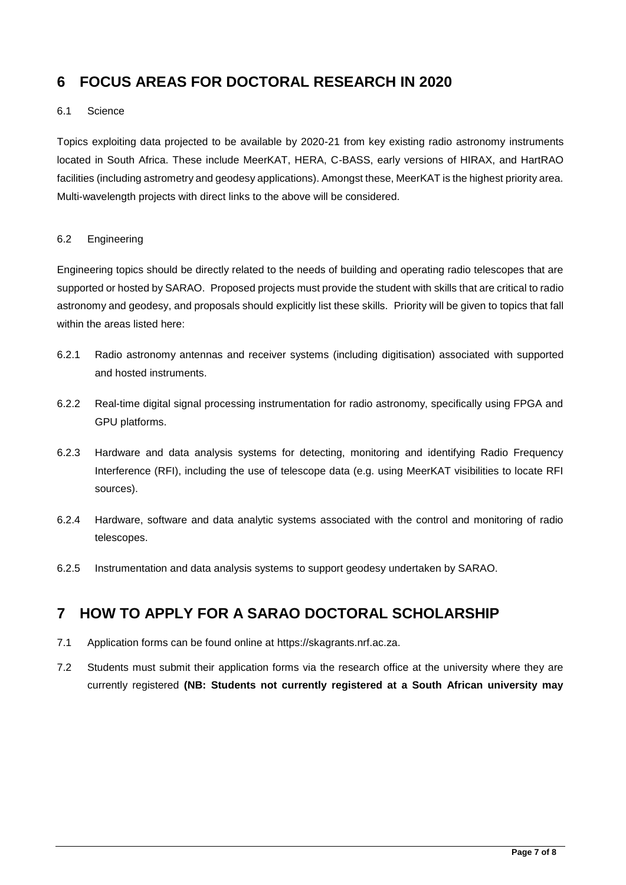# 6 FOCUS AREAS FOR DOCTORAL RESEARCH IN 2020

### 6.1 Science

Topics exploiting data projected to be available by 2020-21 from key existing radio astronomy instruments located in South Africa. These include MeerKAT, HERA, C-BASS, early versions of HIRAX, and HartRAO facilities (including astrometry and geodesy applications). Amongst these, MeerKAT is the highest priority area. Multi-wavelength projects with direct links to the above will be considered.

### 6.2 Engineering

Engineering topics should be directly related to the needs of building and operating radio telescopes that are supported or hosted by SARAO. Proposed projects must provide the student with skills that are critical to radio astronomy and geodesy, and proposals should explicitly list these skills. Priority will be given to topics that fall within the areas listed here:

6.2.1 Radio astronomy antennas and receiver systems (including digitisation) associated with supported and hosted instruments.

6.2.2 Real-time digital signal processing instrumentation for radio astronomy, specifically using FPGA and GPU platforms.

6.2.3 Hardware and data analysis systems for detecting, monitoring and identifying Radio Frequency Interference (RFI), including the use of telescope data (e.g. using MeerKAT visibilities to locate RFI sources).

6.2.4 Hardware, software and data analytic systems associated with the control and monitoring of radio telescopes.

6.2.5 Instrumentation and data analysis systems to support geodesy undertaken by SARAO.

# 7 HOW TO APPLY FOR A SARAO DOCTORAL SCHOLARSHIP

7.1 Application forms can be found online at https://skagrants.nrf.ac.za.

7.2 Students must submit their application forms via the research office at the university where they are currently registered **(NB: Students not currently registered at a South African university may**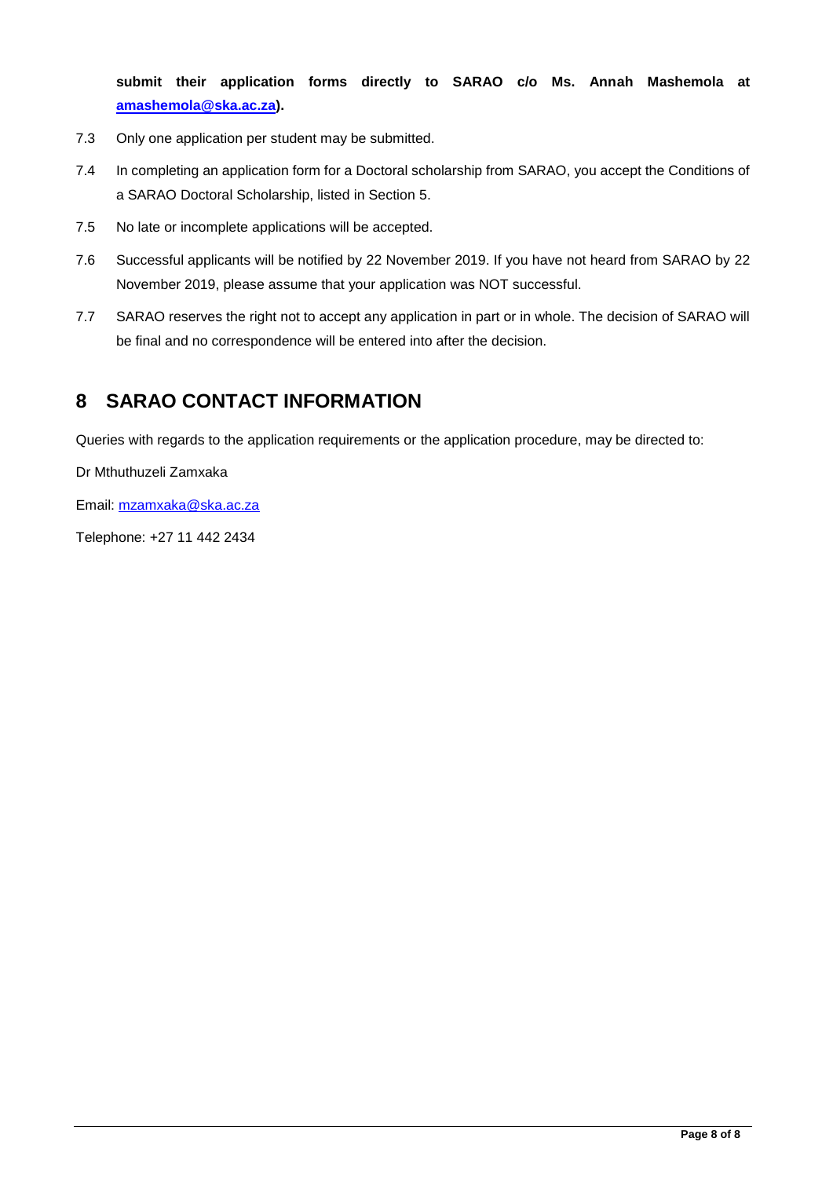**submit their application forms directly to SARAO c/o Ms. Annah Mashemola at amashemola@ska.ac.za).**

7.3 Only one application per student may be submitted.

7.4 In completing an application form for a Doctoral scholarship from SARAO, you accept the Conditions of a SARAO Doctoral Scholarship, listed in Section 5.

7.5 No late or incomplete applications will be accepted.

7.6 Successful applicants will be notified by 22 November 2019. If you have not heard from SARAO by 22 November 2019, please assume that your application was NOT successful.

7.7 SARAO reserves the right not to accept any application in part or in whole. The decision of SARAO will be final and no correspondence will be entered into after the decision.

# 8 SARAO CONTACT INFORMATION

Queries with regards to the application requirements or the application procedure, may be directed to:

Dr Mthuthuzeli Zamxaka

Email: mzamxaka@ska.ac.za

Telephone: +27 11 442 2434